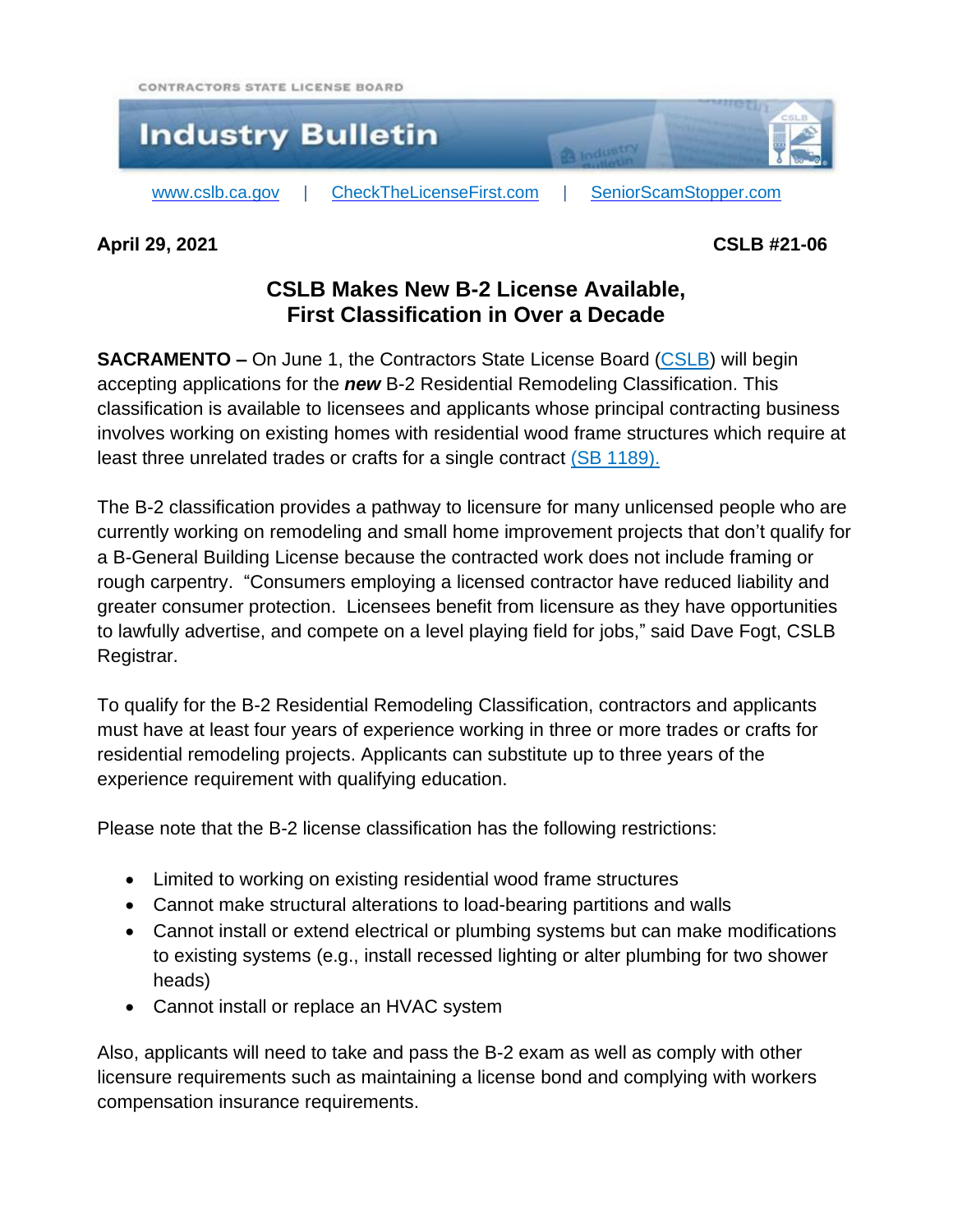CONTRACTORS STATE LICENSE BOARD

# Industry Bulletin

www.cslb.ca.gov | CheckTheLicenseFirst.com | SeniorScamStopper.com

**April 29, 2021** **CSLB #21-06**

## CSLB Makes New B-2 License Available, First Classification in Over a Decade

**SACRAMENTO –** On June 1, the Contractors State License Board (CSLB) will begin accepting applications for the ***new*** B-2 Residential Remodeling Classification. This classification is available to licensees and applicants whose principal contracting business involves working on existing homes with residential wood frame structures which require at least three unrelated trades or crafts for a single contract (SB 1189).

The B-2 classification provides a pathway to licensure for many unlicensed people who are currently working on remodeling and small home improvement projects that don't qualify for a B-General Building License because the contracted work does not include framing or rough carpentry. "Consumers employing a licensed contractor have reduced liability and greater consumer protection. Licensees benefit from licensure as they have opportunities to lawfully advertise, and compete on a level playing field for jobs," said Dave Fogt, CSLB Registrar.

To qualify for the B-2 Residential Remodeling Classification, contractors and applicants must have at least four years of experience working in three or more trades or crafts for residential remodeling projects. Applicants can substitute up to three years of the experience requirement with qualifying education.

Please note that the B-2 license classification has the following restrictions:

- Limited to working on existing residential wood frame structures
- Cannot make structural alterations to load-bearing partitions and walls
- Cannot install or extend electrical or plumbing systems but can make modifications to existing systems (e.g., install recessed lighting or alter plumbing for two shower heads)
- Cannot install or replace an HVAC system

Also, applicants will need to take and pass the B-2 exam as well as comply with other licensure requirements such as maintaining a license bond and complying with workers compensation insurance requirements.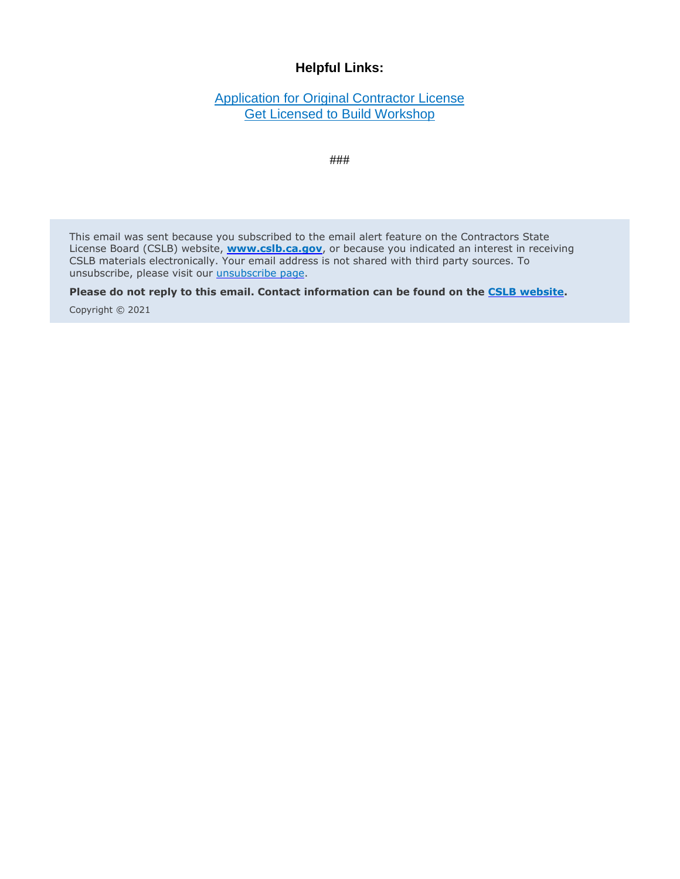**Helpful Links:**

Application for Original Contractor License
Get Licensed to Build Workshop

###

This email was sent because you subscribed to the email alert feature on the Contractors State License Board (CSLB) website, **www.cslb.ca.gov**, or because you indicated an interest in receiving CSLB materials electronically. Your email address is not shared with third party sources. To unsubscribe, please visit our unsubscribe page.

**Please do not reply to this email. Contact information can be found on the CSLB website.**

Copyright © 2021